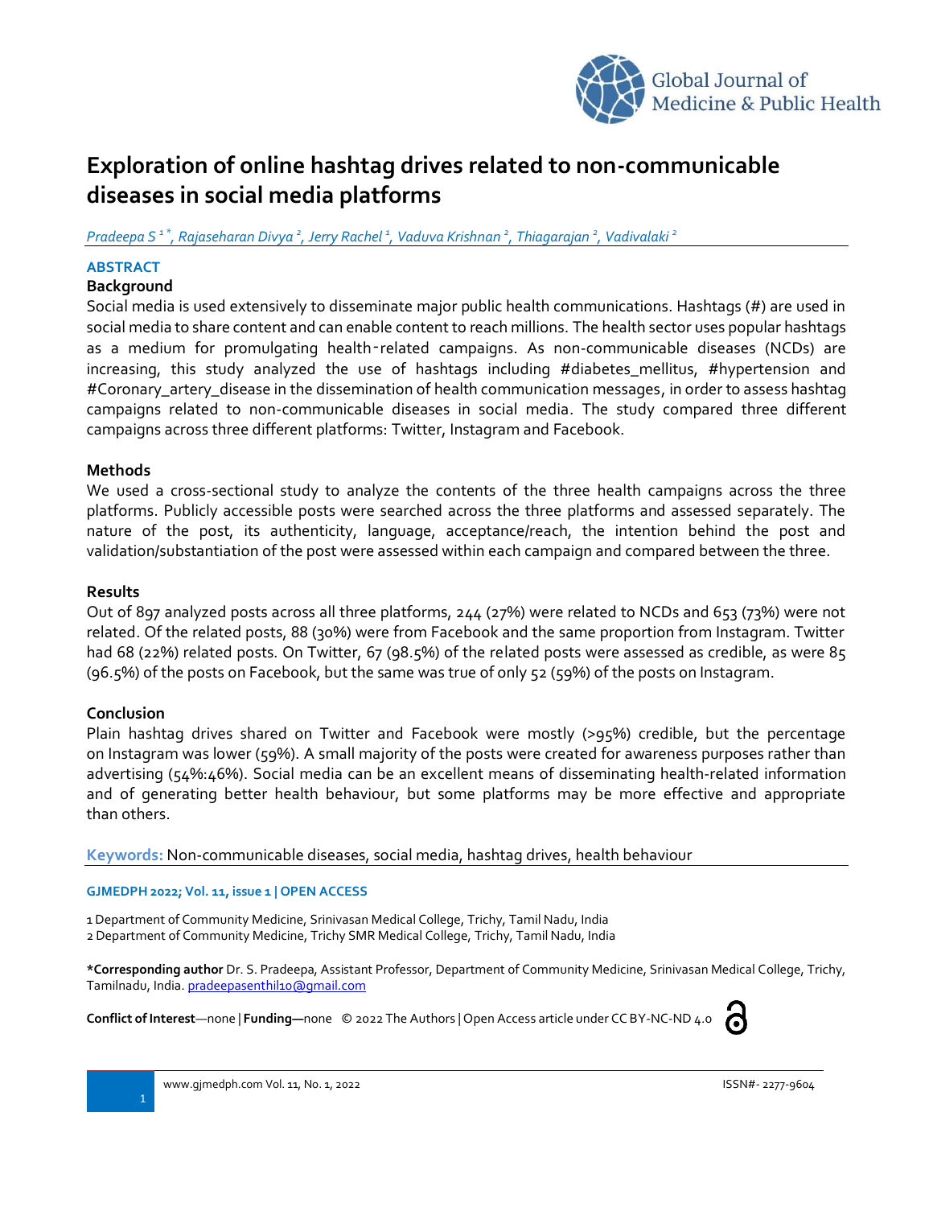# Exploration of online hashtag drives related to non-communicable diseases in social media platforms

*Pradeepa S [1*], Rajaseharan Divya [2], Jerry Rachel [1], Vaduva Krishnan [2], Thiagarajan [2], Vadivalaki [2]*

## ABSTRACT

### Background

Social media is used extensively to disseminate major public health communications. Hashtags (#) are used in social media to share content and can enable content to reach millions. The health sector uses popular hashtags as a medium for promulgating health-related campaigns. As non-communicable diseases (NCDs) are increasing, this study analyzed the use of hashtags including #diabetes_mellitus, #hypertension and #Coronary_artery_disease in the dissemination of health communication messages, in order to assess hashtag campaigns related to non-communicable diseases in social media. The study compared three different campaigns across three different platforms: Twitter, Instagram and Facebook.

### Methods

We used a cross-sectional study to analyze the contents of the three health campaigns across the three platforms. Publicly accessible posts were searched across the three platforms and assessed separately. The nature of the post, its authenticity, language, acceptance/reach, the intention behind the post and validation/substantiation of the post were assessed within each campaign and compared between the three.

### Results

Out of 897 analyzed posts across all three platforms, 244 (27%) were related to NCDs and 653 (73%) were not related. Of the related posts, 88 (30%) were from Facebook and the same proportion from Instagram. Twitter had 68 (22%) related posts. On Twitter, 67 (98.5%) of the related posts were assessed as credible, as were 85 (96.5%) of the posts on Facebook, but the same was true of only 52 (59%) of the posts on Instagram.

### Conclusion

Plain hashtag drives shared on Twitter and Facebook were mostly (>95%) credible, but the percentage on Instagram was lower (59%). A small majority of the posts were created for awareness purposes rather than advertising (54%:46%). Social media can be an excellent means of disseminating health-related information and of generating better health behaviour, but some platforms may be more effective and appropriate than others.

**Keywords:** Non-communicable diseases, social media, hashtag drives, health behaviour

**GJMEDPH 2022; Vol. 11, issue 1 | OPEN ACCESS**

1 Department of Community Medicine, Srinivasan Medical College, Trichy, Tamil Nadu, India
2 Department of Community Medicine, Trichy SMR Medical College, Trichy, Tamil Nadu, India

**\*Corresponding author** Dr. S. Pradeepa, Assistant Professor, Department of Community Medicine, Srinivasan Medical College, Trichy, Tamilnadu, India. pradeepasenthil10@gmail.com

**Conflict of Interest**—none | **Funding—**none © 2022 The Authors | Open Access article under CC BY-NC-ND 4.0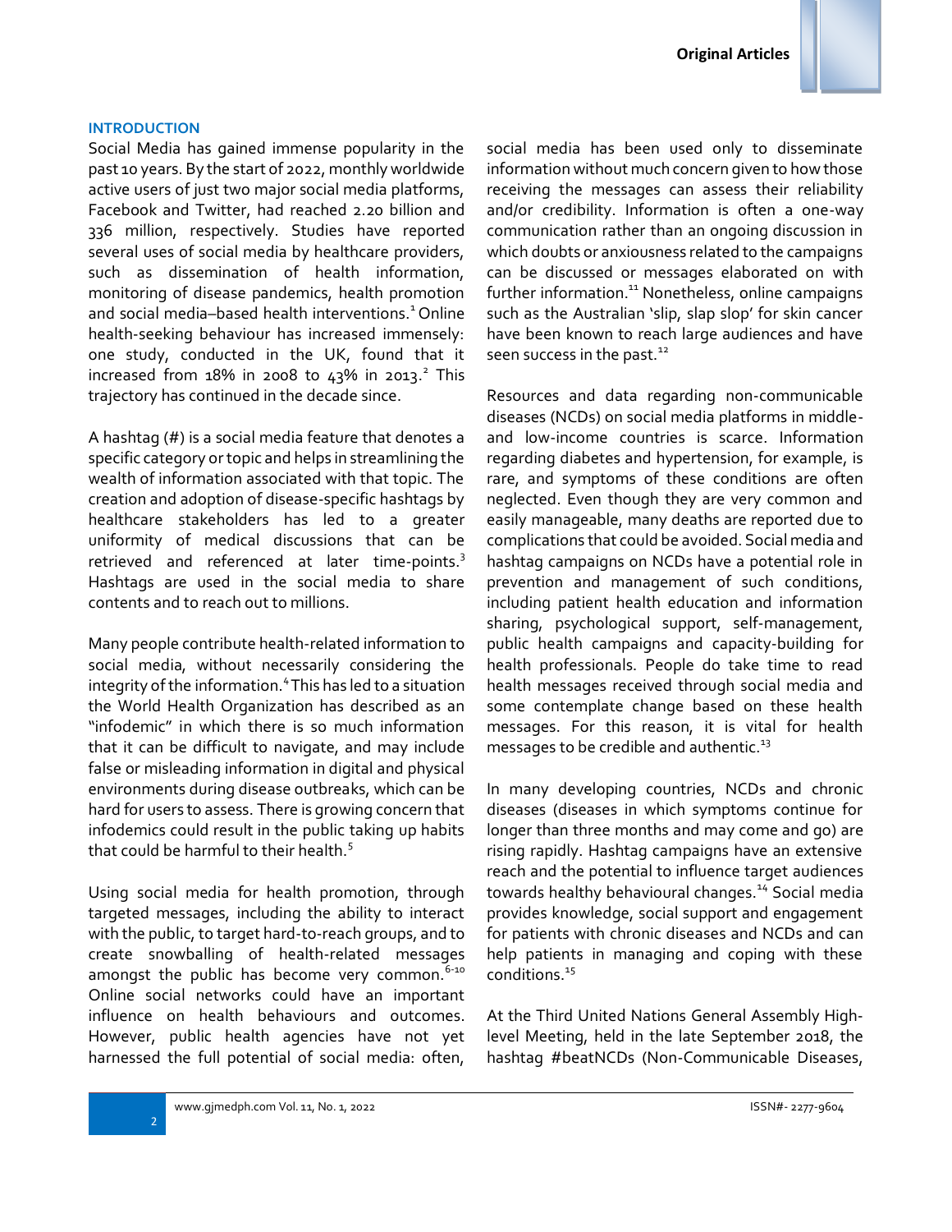## INTRODUCTION

Social Media has gained immense popularity in the past 10 years. By the start of 2022, monthly worldwide active users of just two major social media platforms, Facebook and Twitter, had reached 2.20 billion and 336 million, respectively. Studies have reported several uses of social media by healthcare providers, such as dissemination of health information, monitoring of disease pandemics, health promotion and social media–based health interventions.[1] Online health-seeking behaviour has increased immensely: one study, conducted in the UK, found that it increased from 18% in 2008 to 43% in 2013.[2] This trajectory has continued in the decade since.

A hashtag (#) is a social media feature that denotes a specific category or topic and helps in streamlining the wealth of information associated with that topic. The creation and adoption of disease-specific hashtags by healthcare stakeholders has led to a greater uniformity of medical discussions that can be retrieved and referenced at later time-points.[3] Hashtags are used in the social media to share contents and to reach out to millions.

Many people contribute health-related information to social media, without necessarily considering the integrity of the information.[4] This has led to a situation the World Health Organization has described as an "infodemic" in which there is so much information that it can be difficult to navigate, and may include false or misleading information in digital and physical environments during disease outbreaks, which can be hard for users to assess. There is growing concern that infodemics could result in the public taking up habits that could be harmful to their health.[5]

Using social media for health promotion, through targeted messages, including the ability to interact with the public, to target hard-to-reach groups, and to create snowballing of health-related messages amongst the public has become very common.[6-10] Online social networks could have an important influence on health behaviours and outcomes. However, public health agencies have not yet harnessed the full potential of social media: often, social media has been used only to disseminate information without much concern given to how those receiving the messages can assess their reliability and/or credibility. Information is often a one-way communication rather than an ongoing discussion in which doubts or anxiousness related to the campaigns can be discussed or messages elaborated on with further information.[11] Nonetheless, online campaigns such as the Australian 'slip, slap slop' for skin cancer have been known to reach large audiences and have seen success in the past.[12]

Resources and data regarding non-communicable diseases (NCDs) on social media platforms in middle- and low-income countries is scarce. Information regarding diabetes and hypertension, for example, is rare, and symptoms of these conditions are often neglected. Even though they are very common and easily manageable, many deaths are reported due to complications that could be avoided. Social media and hashtag campaigns on NCDs have a potential role in prevention and management of such conditions, including patient health education and information sharing, psychological support, self-management, public health campaigns and capacity-building for health professionals. People do take time to read health messages received through social media and some contemplate change based on these health messages. For this reason, it is vital for health messages to be credible and authentic.[13]

In many developing countries, NCDs and chronic diseases (diseases in which symptoms continue for longer than three months and may come and go) are rising rapidly. Hashtag campaigns have an extensive reach and the potential to influence target audiences towards healthy behavioural changes.[14] Social media provides knowledge, social support and engagement for patients with chronic diseases and NCDs and can help patients in managing and coping with these conditions.[15]

At the Third United Nations General Assembly High-level Meeting, held in the late September 2018, the hashtag #beatNCDs (Non-Communicable Diseases,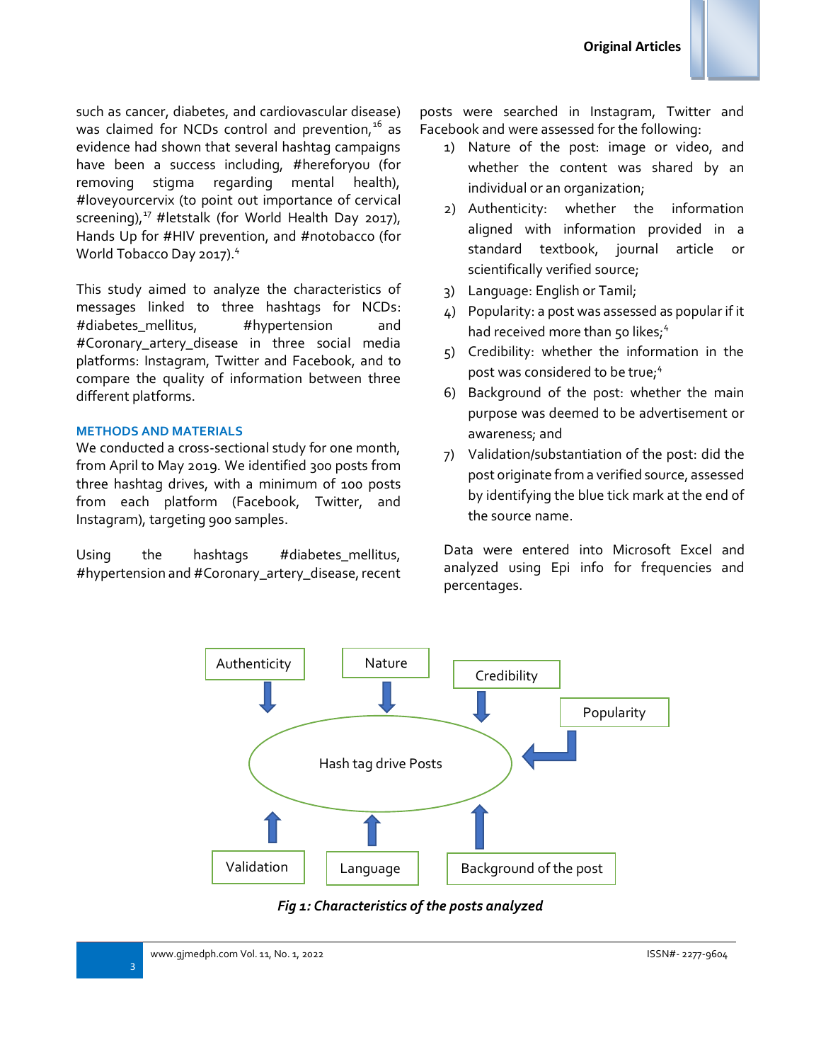such as cancer, diabetes, and cardiovascular disease) was claimed for NCDs control and prevention,[16] as evidence had shown that several hashtag campaigns have been a success including, #hereforyou (for removing stigma regarding mental health), #loveyourcervix (to point out importance of cervical screening),[17] #letstalk (for World Health Day 2017), Hands Up for #HIV prevention, and #notobacco (for World Tobacco Day 2017).[4]

This study aimed to analyze the characteristics of messages linked to three hashtags for NCDs: #diabetes_mellitus, #hypertension and #Coronary_artery_disease in three social media platforms: Instagram, Twitter and Facebook, and to compare the quality of information between three different platforms.

## METHODS AND MATERIALS

We conducted a cross-sectional study for one month, from April to May 2019. We identified 300 posts from three hashtag drives, with a minimum of 100 posts from each platform (Facebook, Twitter, and Instagram), targeting 900 samples.

Using the hashtags #diabetes_mellitus, #hypertension and #Coronary_artery_disease, recent posts were searched in Instagram, Twitter and Facebook and were assessed for the following:

1) Nature of the post: image or video, and whether the content was shared by an individual or an organization;
2) Authenticity: whether the information aligned with information provided in a standard textbook, journal article or scientifically verified source;
3) Language: English or Tamil;
4) Popularity: a post was assessed as popular if it had received more than 50 likes;[4]
5) Credibility: whether the information in the post was considered to be true;[4]
6) Background of the post: whether the main purpose was deemed to be advertisement or awareness; and
7) Validation/substantiation of the post: did the post originate from a verified source, assessed by identifying the blue tick mark at the end of the source name.

Data were entered into Microsoft Excel and analyzed using Epi info for frequencies and percentages.

Authenticity | Nature | Credibility | Popularity | Hash tag drive Posts | Validation | Language | Background of the post

*Fig 1: Characteristics of the posts analyzed*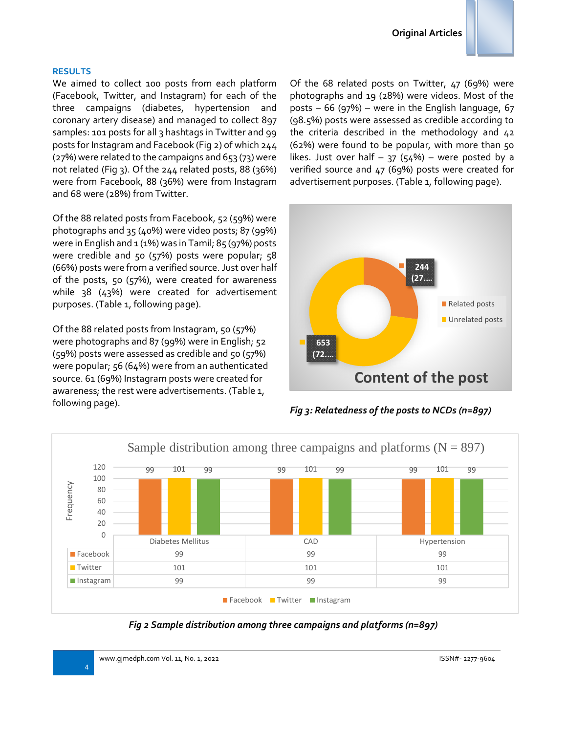## RESULTS

We aimed to collect 100 posts from each platform (Facebook, Twitter, and Instagram) for each of the three campaigns (diabetes, hypertension and coronary artery disease) and managed to collect 897 samples: 101 posts for all 3 hashtags in Twitter and 99 posts for Instagram and Facebook (Fig 2) of which 244 (27%) were related to the campaigns and 653 (73) were not related (Fig 3). Of the 244 related posts, 88 (36%) were from Facebook, 88 (36%) were from Instagram and 68 were (28%) from Twitter.

Of the 88 related posts from Facebook, 52 (59%) were photographs and 35 (40%) were video posts; 87 (99%) were in English and 1 (1%) was in Tamil; 85 (97%) posts were credible and 50 (57%) posts were popular; 58 (66%) posts were from a verified source. Just over half of the posts, 50 (57%), were created for awareness while 38 (43%) were created for advertisement purposes. (Table 1, following page).

Of the 88 related posts from Instagram, 50 (57%) were photographs and 87 (99%) were in English; 52 (59%) posts were assessed as credible and 50 (57%) were popular; 56 (64%) were from an authenticated source. 61 (69%) Instagram posts were created for awareness; the rest were advertisements. (Table 1, following page).

Of the 68 related posts on Twitter, 47 (69%) were photographs and 19 (28%) were videos. Most of the posts – 66 (97%) – were in the English language, 67 (98.5%) posts were assessed as credible according to the criteria described in the methodology and 42 (62%) were found to be popular, with more than 50 likes. Just over half – 37 (54%) – were posted by a verified source and 47 (69%) posts were created for advertisement purposes. (Table 1, following page).

*Fig 3: Relatedness of the posts to NCDs (n=897)*

**Sample distribution among three campaigns and platforms (N = 897)**

| | Diabetes Mellitus | CAD | Hypertension |
|---|---|---|---|
| Facebook | 99 | 99 | 99 |
| Twitter | 101 | 101 | 101 |
| Instagram | 99 | 99 | 99 |

*Fig 2 Sample distribution among three campaigns and platforms (n=897)*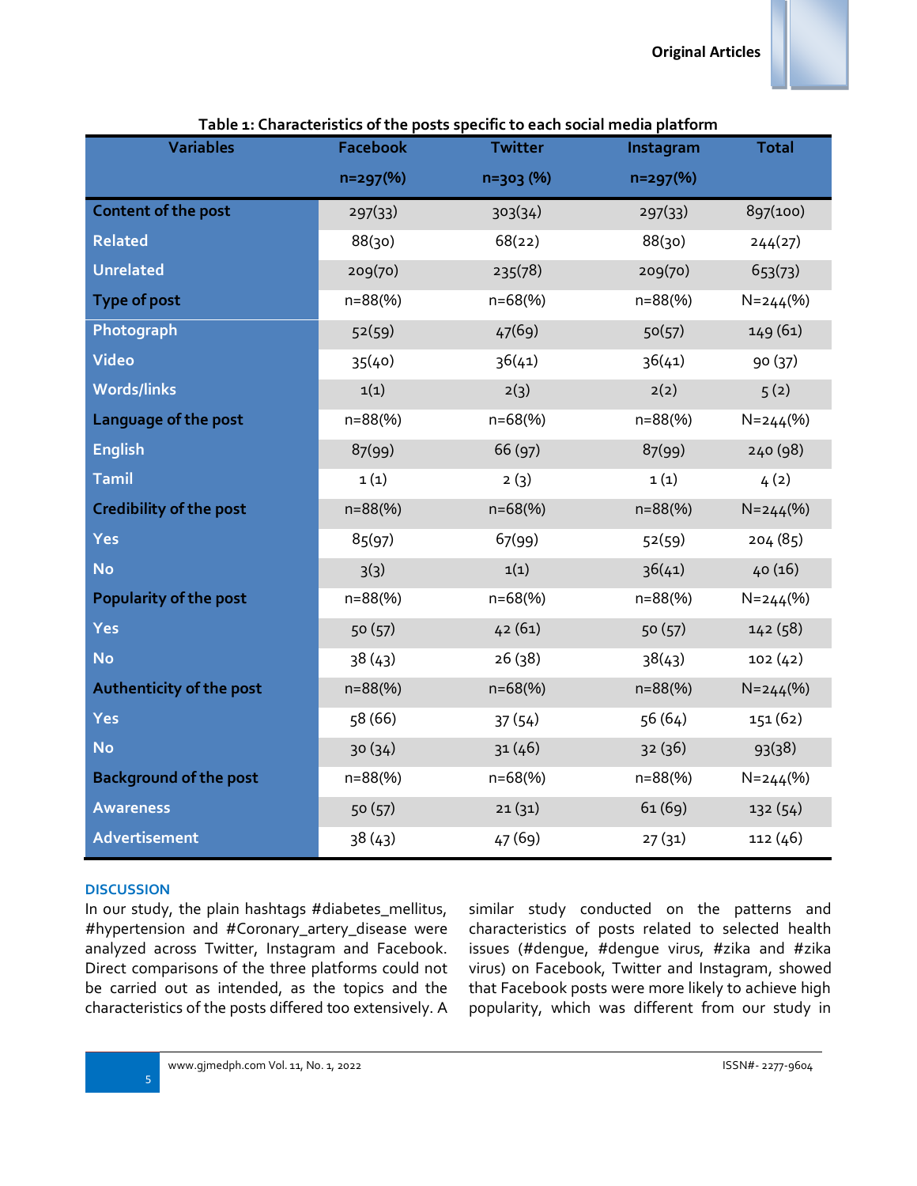**Table 1: Characteristics of the posts specific to each social media platform**

| Variables | Facebook n=297(%) | Twitter n=303 (%) | Instagram n=297(%) | Total |
|---|---|---|---|---|
| **Content of the post** | 297(33) | 303(34) | 297(33) | 897(100) |
| Related | 88(30) | 68(22) | 88(30) | 244(27) |
| Unrelated | 209(70) | 235(78) | 209(70) | 653(73) |
| **Type of post** | n=88(%) | n=68(%) | n=88(%) | N=244(%) |
| Photograph | 52(59) | 47(69) | 50(57) | 149 (61) |
| Video | 35(40) | 36(41) | 36(41) | 90 (37) |
| Words/links | 1(1) | 2(3) | 2(2) | 5 (2) |
| **Language of the post** | n=88(%) | n=68(%) | n=88(%) | N=244(%) |
| English | 87(99) | 66 (97) | 87(99) | 240 (98) |
| Tamil | 1 (1) | 2 (3) | 1 (1) | 4 (2) |
| **Credibility of the post** | n=88(%) | n=68(%) | n=88(%) | N=244(%) |
| Yes | 85(97) | 67(99) | 52(59) | 204 (85) |
| No | 3(3) | 1(1) | 36(41) | 40 (16) |
| **Popularity of the post** | n=88(%) | n=68(%) | n=88(%) | N=244(%) |
| Yes | 50 (57) | 42 (61) | 50 (57) | 142 (58) |
| No | 38 (43) | 26 (38) | 38(43) | 102 (42) |
| **Authenticity of the post** | n=88(%) | n=68(%) | n=88(%) | N=244(%) |
| Yes | 58 (66) | 37 (54) | 56 (64) | 151 (62) |
| No | 30 (34) | 31 (46) | 32 (36) | 93(38) |
| **Background of the post** | n=88(%) | n=68(%) | n=88(%) | N=244(%) |
| Awareness | 50 (57) | 21 (31) | 61 (69) | 132 (54) |
| Advertisement | 38 (43) | 47 (69) | 27 (31) | 112 (46) |

## DISCUSSION

In our study, the plain hashtags #diabetes_mellitus, #hypertension and #Coronary_artery_disease were analyzed across Twitter, Instagram and Facebook. Direct comparisons of the three platforms could not be carried out as intended, as the topics and the characteristics of the posts differed too extensively. A similar study conducted on the patterns and characteristics of posts related to selected health issues (#dengue, #dengue virus, #zika and #zika virus) on Facebook, Twitter and Instagram, showed that Facebook posts were more likely to achieve high popularity, which was different from our study in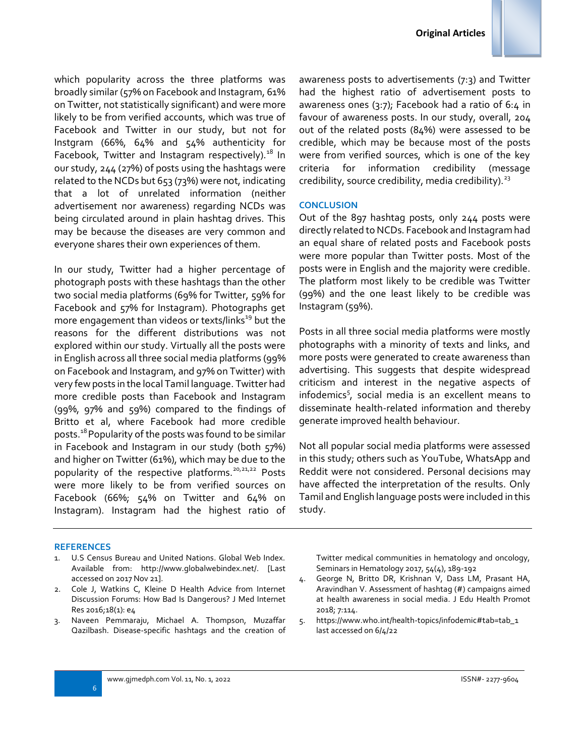which popularity across the three platforms was broadly similar (57% on Facebook and Instagram, 61% on Twitter, not statistically significant) and were more likely to be from verified accounts, which was true of Facebook and Twitter in our study, but not for Instgram (66%, 64% and 54% authenticity for Facebook, Twitter and Instagram respectively).[18] In our study, 244 (27%) of posts using the hashtags were related to the NCDs but 653 (73%) were not, indicating that a lot of unrelated information (neither advertisement nor awareness) regarding NCDs was being circulated around in plain hashtag drives. This may be because the diseases are very common and everyone shares their own experiences of them.

In our study, Twitter had a higher percentage of photograph posts with these hashtags than the other two social media platforms (69% for Twitter, 59% for Facebook and 57% for Instagram). Photographs get more engagement than videos or texts/links[19] but the reasons for the different distributions was not explored within our study. Virtually all the posts were in English across all three social media platforms (99% on Facebook and Instagram, and 97% on Twitter) with very few posts in the local Tamil language. Twitter had more credible posts than Facebook and Instagram (99%, 97% and 59%) compared to the findings of Britto et al, where Facebook had more credible posts.[18] Popularity of the posts was found to be similar in Facebook and Instagram in our study (both 57%) and higher on Twitter (61%), which may be due to the popularity of the respective platforms.[20,21,22] Posts were more likely to be from verified sources on Facebook (66%; 54% on Twitter and 64% on Instagram). Instagram had the highest ratio of awareness posts to advertisements (7:3) and Twitter had the highest ratio of advertisement posts to awareness ones (3:7); Facebook had a ratio of 6:4 in favour of awareness posts. In our study, overall, 204 out of the related posts (84%) were assessed to be credible, which may be because most of the posts were from verified sources, which is one of the key criteria for information credibility (message credibility, source credibility, media credibility).[23]

## CONCLUSION

Out of the 897 hashtag posts, only 244 posts were directly related to NCDs. Facebook and Instagram had an equal share of related posts and Facebook posts were more popular than Twitter posts. Most of the posts were in English and the majority were credible. The platform most likely to be credible was Twitter (99%) and the one least likely to be credible was Instagram (59%).

Posts in all three social media platforms were mostly photographs with a minority of texts and links, and more posts were generated to create awareness than advertising. This suggests that despite widespread criticism and interest in the negative aspects of infodemics[5], social media is an excellent means to disseminate health-related information and thereby generate improved health behaviour.

Not all popular social media platforms were assessed in this study; others such as YouTube, WhatsApp and Reddit were not considered. Personal decisions may have affected the interpretation of the results. Only Tamil and English language posts were included in this study.

## REFERENCES

1. U.S Census Bureau and United Nations. Global Web Index. Available from: http://www.globalwebindex.net/. [Last accessed on 2017 Nov 21].
2. Cole J, Watkins C, Kleine D Health Advice from Internet Discussion Forums: How Bad Is Dangerous? J Med Internet Res 2016;18(1): e4
3. Naveen Pemmaraju, Michael A. Thompson, Muzaffar Qazilbash. Disease-specific hashtags and the creation of Twitter medical communities in hematology and oncology, Seminars in Hematology 2017, 54(4), 189-192
4. George N, Britto DR, Krishnan V, Dass LM, Prasant HA, Aravindhan V. Assessment of hashtag (#) campaigns aimed at health awareness in social media. J Edu Health Promot 2018; 7:114.
5. https://www.who.int/health-topics/infodemic#tab=tab_1 last accessed on 6/4/22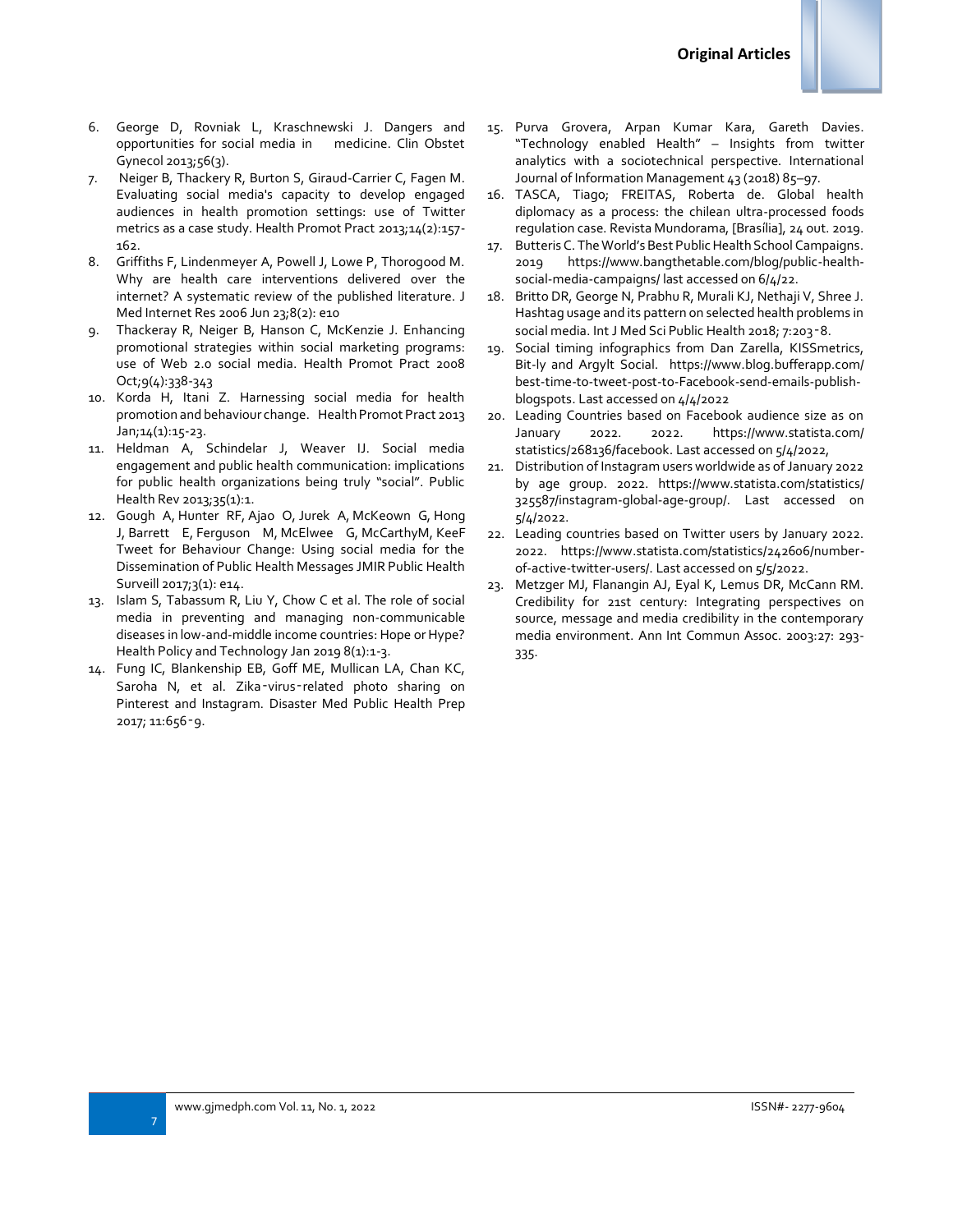6. George D, Rovniak L, Kraschnewski J. Dangers and opportunities for social media in medicine. Clin Obstet Gynecol 2013;56(3).
7. Neiger B, Thackery R, Burton S, Giraud-Carrier C, Fagen M. Evaluating social media's capacity to develop engaged audiences in health promotion settings: use of Twitter metrics as a case study. Health Promot Pract 2013;14(2):157-162.
8. Griffiths F, Lindenmeyer A, Powell J, Lowe P, Thorogood M. Why are health care interventions delivered over the internet? A systematic review of the published literature. J Med Internet Res 2006 Jun 23;8(2): e10
9. Thackeray R, Neiger B, Hanson C, McKenzie J. Enhancing promotional strategies within social marketing programs: use of Web 2.0 social media. Health Promot Pract 2008 Oct;9(4):338-343
10. Korda H, Itani Z. Harnessing social media for health promotion and behaviour change. Health Promot Pract 2013 Jan;14(1):15-23.
11. Heldman A, Schindelar J, Weaver IJ. Social media engagement and public health communication: implications for public health organizations being truly "social". Public Health Rev 2013;35(1):1.
12. Gough A, Hunter RF, Ajao O, Jurek A, McKeown G, Hong J, Barrett E, Ferguson M, McElwee G, McCarthyM, KeeF Tweet for Behaviour Change: Using social media for the Dissemination of Public Health Messages JMIR Public Health Surveill 2017;3(1): e14.
13. Islam S, Tabassum R, Liu Y, Chow C et al. The role of social media in preventing and managing non-communicable diseases in low-and-middle income countries: Hope or Hype? Health Policy and Technology Jan 2019 8(1):1-3.
14. Fung IC, Blankenship EB, Goff ME, Mullican LA, Chan KC, Saroha N, et al. Zika‑virus‑related photo sharing on Pinterest and Instagram. Disaster Med Public Health Prep 2017; 11:656‑9.
15. Purva Grovera, Arpan Kumar Kara, Gareth Davies. "Technology enabled Health" – Insights from twitter analytics with a sociotechnical perspective. International Journal of Information Management 43 (2018) 85–97.
16. TASCA, Tiago; FREITAS, Roberta de. Global health diplomacy as a process: the chilean ultra-processed foods regulation case. Revista Mundorama, [Brasília], 24 out. 2019.
17. Butteris C. The World's Best Public Health School Campaigns. 2019 https://www.bangthetable.com/blog/public-health-social-media-campaigns/ last accessed on 6/4/22.
18. Britto DR, George N, Prabhu R, Murali KJ, Nethaji V, Shree J. Hashtag usage and its pattern on selected health problems in social media. Int J Med Sci Public Health 2018; 7:203‑8.
19. Social timing infographics from Dan Zarella, KISSmetrics, Bit-ly and Argylt Social. https://www.blog.bufferapp.com/best-time-to-tweet-post-to-Facebook-send-emails-publish-blogspots. Last accessed on 4/4/2022
20. Leading Countries based on Facebook audience size as on January 2022. 2022. https://www.statista.com/statistics/268136/facebook. Last accessed on 5/4/2022,
21. Distribution of Instagram users worldwide as of January 2022 by age group. 2022. https://www.statista.com/statistics/325587/instagram-global-age-group/. Last accessed on 5/4/2022.
22. Leading countries based on Twitter users by January 2022. 2022. https://www.statista.com/statistics/242606/number-of-active-twitter-users/. Last accessed on 5/5/2022.
23. Metzger MJ, Flanangin AJ, Eyal K, Lemus DR, McCann RM. Credibility for 21st century: Integrating perspectives on source, message and media credibility in the contemporary media environment. Ann Int Commun Assoc. 2003:27: 293-335.